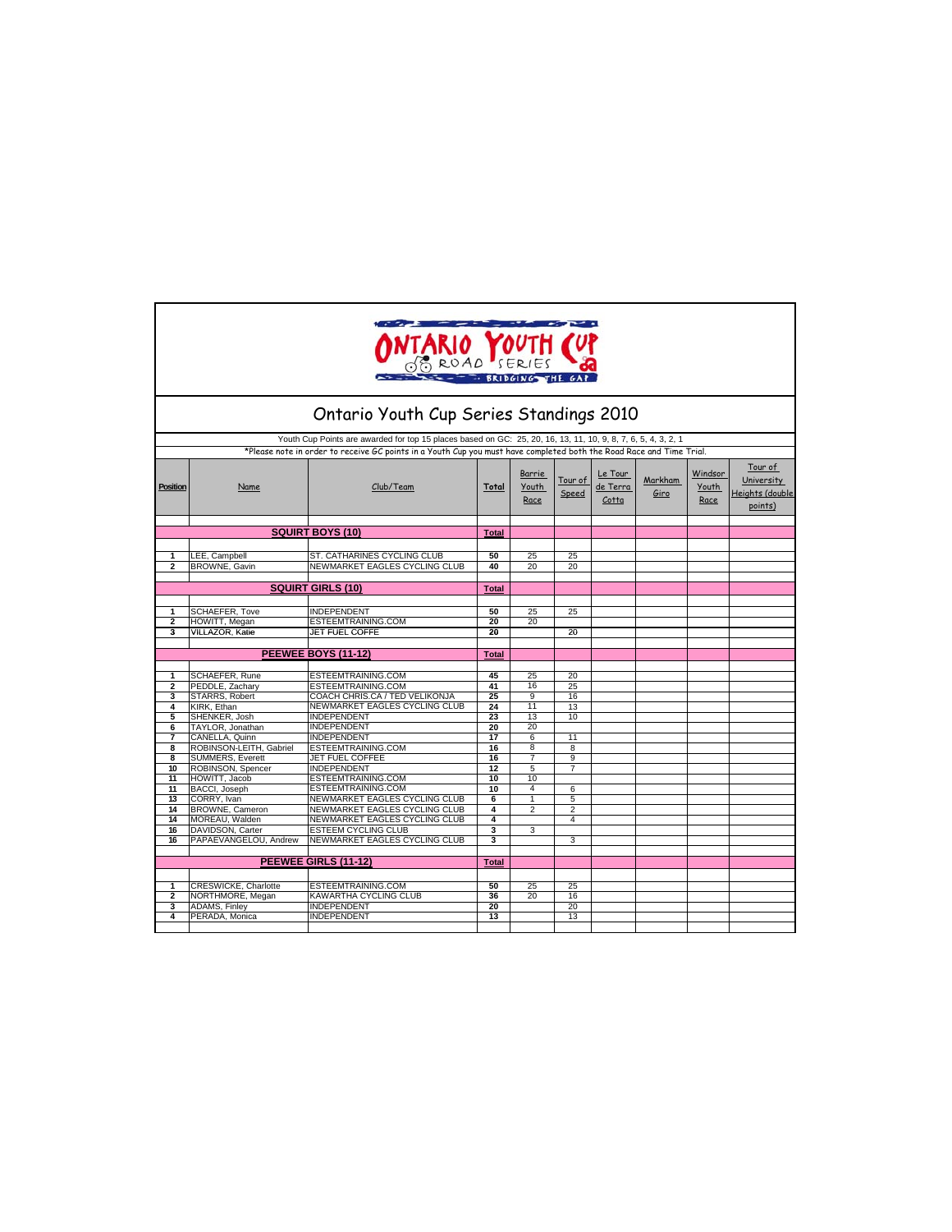# Ontario Youth Cup Series Standings 2010

Youth Cup Points are awarded for top 15 places based on GC: 25, 20, 16, 13, 11, 10, 9, 8, 7, 6, 5, 4, 3, 2, 1

*Please note in order to receive GC points in a Youth Cup you must have completed both the Road Race and Time Trial.

| Position | Name | Club/Team | Total | Barrie Youth Race | Tour of Speed | Le Tour de Terra Cotta | Markham Giro | Windsor Youth Race | Tour of University Heights (double points) |
|---|---|---|---|---|---|---|---|---|---|
| | **SQUIRT BOYS (10)** | | **Total** | | | | | | |
| 1 | LEE, Campbell | ST. CATHARINES CYCLING CLUB | 50 | 25 | 25 | | | | |
| 2 | BROWNE, Gavin | NEWMARKET EAGLES CYCLING CLUB | 40 | 20 | 20 | | | | |
| | **SQUIRT GIRLS (10)** | | **Total** | | | | | | |
| 1 | SCHAEFER, Tove | INDEPENDENT | 50 | 25 | 25 | | | | |
| 2 | HOWITT, Megan | ESTEEMTRAINING.COM | 20 | 20 | | | | | |
| 3 | VILLAZOR, Katie | JET FUEL COFFE | 20 | | 20 | | | | |
| | **PEEWEE BOYS (11-12)** | | **Total** | | | | | | |
| 1 | SCHAEFER, Rune | ESTEEMTRAINING.COM | 45 | 25 | 20 | | | | |
| 2 | PEDDLE, Zachary | ESTEEMTRAINING.COM | 41 | 16 | 25 | | | | |
| 3 | STARRS, Robert | COACH CHRIS.CA / TED VELIKONJA | 25 | 9 | 16 | | | | |
| 4 | KIRK, Ethan | NEWMARKET EAGLES CYCLING CLUB | 24 | 11 | 13 | | | | |
| 5 | SHENKER, Josh | INDEPENDENT | 23 | 13 | 10 | | | | |
| 6 | TAYLOR, Jonathan | INDEPENDENT | 20 | 20 | | | | | |
| 7 | CANELLA, Quinn | INDEPENDENT | 17 | 6 | 11 | | | | |
| 8 | ROBINSON-LEITH, Gabriel | ESTEEMTRAINING.COM | 16 | 8 | 8 | | | | |
| 8 | SUMMERS, Everett | JET FUEL COFFEE | 16 | 7 | 9 | | | | |
| 10 | ROBINSON, Spencer | INDEPENDENT | 12 | 5 | 7 | | | | |
| 11 | HOWITT, Jacob | ESTEEMTRAINING.COM | 10 | 10 | | | | | |
| 11 | BACCI, Joseph | ESTEEMTRAINING.COM | 10 | 4 | 6 | | | | |
| 13 | CORRY, Ivan | NEWMARKET EAGLES CYCLING CLUB | 6 | 1 | 5 | | | | |
| 14 | BROWNE, Cameron | NEWMARKET EAGLES CYCLING CLUB | 4 | 2 | 2 | | | | |
| 14 | MOREAU, Walden | NEWMARKET EAGLES CYCLING CLUB | 4 | | 4 | | | | |
| 16 | DAVIDSON, Carter | ESTEEM CYCLING CLUB | 3 | 3 | | | | | |
| 16 | PAPAEVANGELOU, Andrew | NEWMARKET EAGLES CYCLING CLUB | 3 | | 3 | | | | |
| | **PEEWEE GIRLS (11-12)** | | **Total** | | | | | | |
| 1 | CRESWICKE, Charlotte | ESTEEMTRAINING.COM | 50 | 25 | 25 | | | | |
| 2 | NORTHMORE, Megan | KAWARTHA CYCLING CLUB | 36 | 20 | 16 | | | | |
| 3 | ADAMS, Finley | INDEPENDENT | 20 | | 20 | | | | |
| 4 | PERADA, Monica | INDEPENDENT | 13 | | 13 | | | | |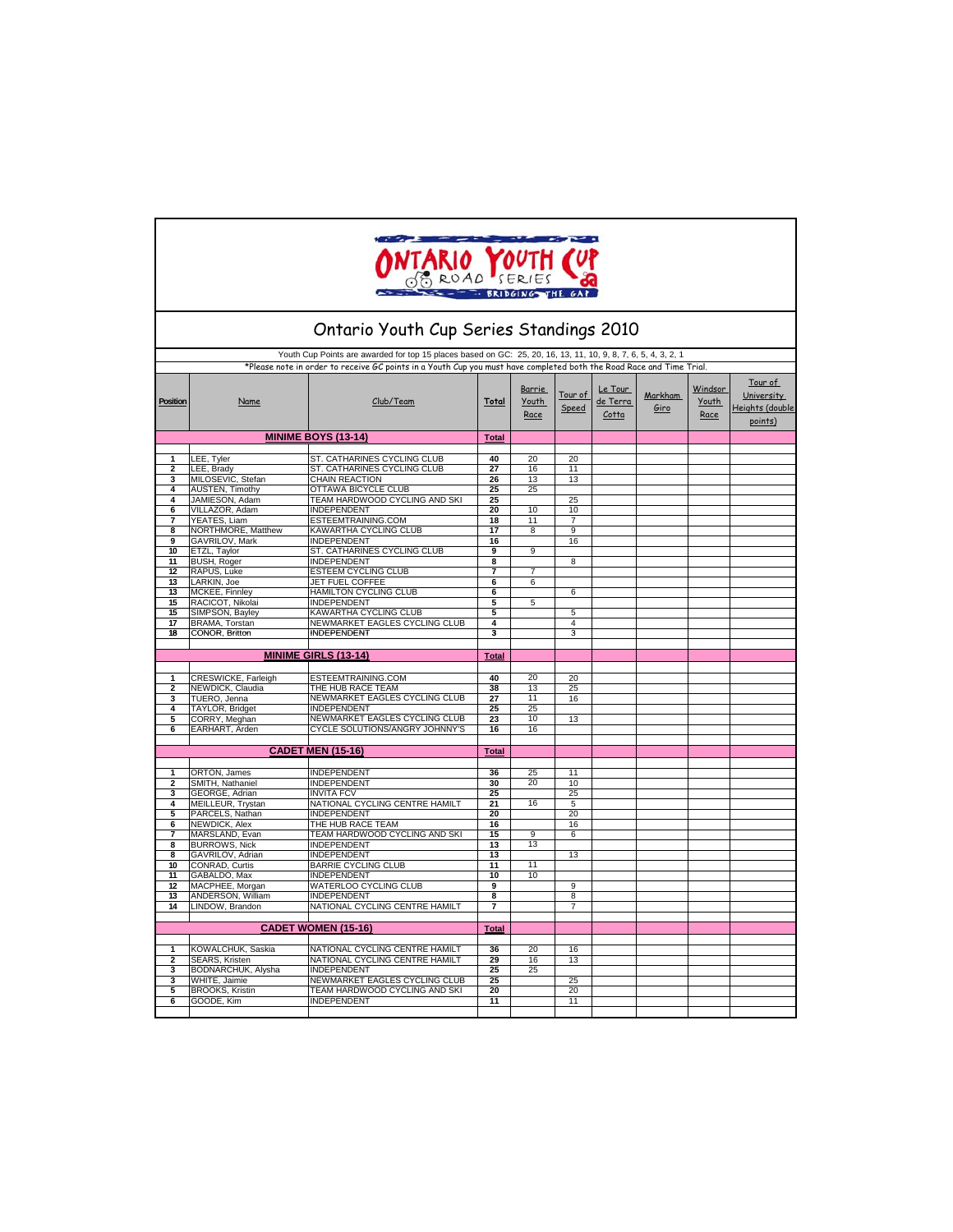# Ontario Youth Cup Series Standings 2010

Youth Cup Points are awarded for top 15 places based on GC: 25, 20, 16, 13, 11, 10, 9, 8, 7, 6, 5, 4, 3, 2, 1

*Please note in order to receive GC points in a Youth Cup you must have completed both the Road Race and Time Trial.

| Position | Name | Club/Team | Total | Barrie Youth Race | Tour of Speed | Le Tour de Terra Cotta | Markham Giro | Windsor Youth Race | Tour of University Heights (double points) |
|---|---|---|---|---|---|---|---|---|---|
| | **MINIME BOYS (13-14)** | | **Total** | | | | | | |
| 1 | LEE, Tyler | ST. CATHARINES CYCLING CLUB | 40 | 20 | 20 | | | | |
| 2 | LEE, Brady | ST. CATHARINES CYCLING CLUB | 27 | 16 | 11 | | | | |
| 3 | MILOSEVIC, Stefan | CHAIN REACTION | 26 | 13 | 13 | | | | |
| 4 | AUSTEN, Timothy | OTTAWA BICYCLE CLUB | 25 | 25 | | | | | |
| 4 | JAMIESON, Adam | TEAM HARDWOOD CYCLING AND SKI | 25 | | 25 | | | | |
| 6 | VILLAZOR, Adam | INDEPENDENT | 20 | 10 | 10 | | | | |
| 7 | YEATES, Liam | ESTEEMTRAINING.COM | 18 | 11 | 7 | | | | |
| 8 | NORTHMORE, Matthew | KAWARTHA CYCLING CLUB | 17 | 8 | 9 | | | | |
| 9 | GAVRILOV, Mark | INDEPENDENT | 16 | | 16 | | | | |
| 10 | ETZL, Taylor | ST. CATHARINES CYCLING CLUB | 9 | 9 | | | | | |
| 11 | BUSH, Roger | INDEPENDENT | 8 | | 8 | | | | |
| 12 | RAPUS, Luke | ESTEEM CYCLING CLUB | 7 | 7 | | | | | |
| 13 | LARKIN, Joe | JET FUEL COFFEE | 6 | 6 | | | | | |
| 13 | MCKEE, Finnley | HAMILTON CYCLING CLUB | 6 | | 6 | | | | |
| 15 | RACICOT, Nikolai | INDEPENDENT | 5 | 5 | | | | | |
| 15 | SIMPSON, Bayley | KAWARTHA CYCLING CLUB | 5 | | 5 | | | | |
| 17 | BRAMA, Torstan | NEWMARKET EAGLES CYCLING CLUB | 4 | | 4 | | | | |
| 18 | CONOR, Britton | INDEPENDENT | 3 | | 3 | | | | |
| | **MINIME GIRLS (13-14)** | | **Total** | | | | | | |
| 1 | CRESWICKE, Farleigh | ESTEEMTRAINING.COM | 40 | 20 | 20 | | | | |
| 2 | NEWDICK, Claudia | THE HUB RACE TEAM | 38 | 13 | 25 | | | | |
| 3 | TUERO, Jenna | NEWMARKET EAGLES CYCLING CLUB | 27 | 11 | 16 | | | | |
| 4 | TAYLOR, Bridget | INDEPENDENT | 25 | 25 | | | | | |
| 5 | CORRY, Meghan | NEWMARKET EAGLES CYCLING CLUB | 23 | 10 | 13 | | | | |
| 6 | EARHART, Arden | CYCLE SOLUTIONS/ANGRY JOHNNY'S | 16 | 16 | | | | | |
| | **CADET MEN (15-16)** | | **Total** | | | | | | |
| 1 | ORTON, James | INDEPENDENT | 36 | 25 | 11 | | | | |
| 2 | SMITH, Nathaniel | INDEPENDENT | 30 | 20 | 10 | | | | |
| 3 | GEORGE, Adrian | INVITA FCV | 25 | | 25 | | | | |
| 4 | MEILLEUR, Trystan | NATIONAL CYCLING CENTRE HAMILT | 21 | 16 | 5 | | | | |
| 5 | PARCELS, Nathan | INDEPENDENT | 20 | | 20 | | | | |
| 6 | NEWDICK, Alex | THE HUB RACE TEAM | 16 | | 16 | | | | |
| 7 | MARSLAND, Evan | TEAM HARDWOOD CYCLING AND SKI | 15 | 9 | 6 | | | | |
| 8 | BURROWS, Nick | INDEPENDENT | 13 | 13 | | | | | |
| 8 | GAVRILOV, Adrian | INDEPENDENT | 13 | | 13 | | | | |
| 10 | CONRAD, Curtis | BARRIE CYCLING CLUB | 11 | 11 | | | | | |
| 11 | GABALDO, Max | INDEPENDENT | 10 | 10 | | | | | |
| 12 | MACPHEE, Morgan | WATERLOO CYCLING CLUB | 9 | | 9 | | | | |
| 13 | ANDERSON, William | INDEPENDENT | 8 | | 8 | | | | |
| 14 | LINDOW, Brandon | NATIONAL CYCLING CENTRE HAMILT | 7 | | 7 | | | | |
| | **CADET WOMEN (15-16)** | | **Total** | | | | | | |
| 1 | KOWALCHUK, Saskia | NATIONAL CYCLING CENTRE HAMILT | 36 | 20 | 16 | | | | |
| 2 | SEARS, Kristen | NATIONAL CYCLING CENTRE HAMILT | 29 | 16 | 13 | | | | |
| 3 | BODNARCHUK, Alysha | INDEPENDENT | 25 | 25 | | | | | |
| 3 | WHITE, Jaimie | NEWMARKET EAGLES CYCLING CLUB | 25 | | 25 | | | | |
| 5 | BROOKS, Kristin | TEAM HARDWOOD CYCLING AND SKI | 20 | | 20 | | | | |
| 6 | GOODE, Kim | INDEPENDENT | 11 | | 11 | | | | |